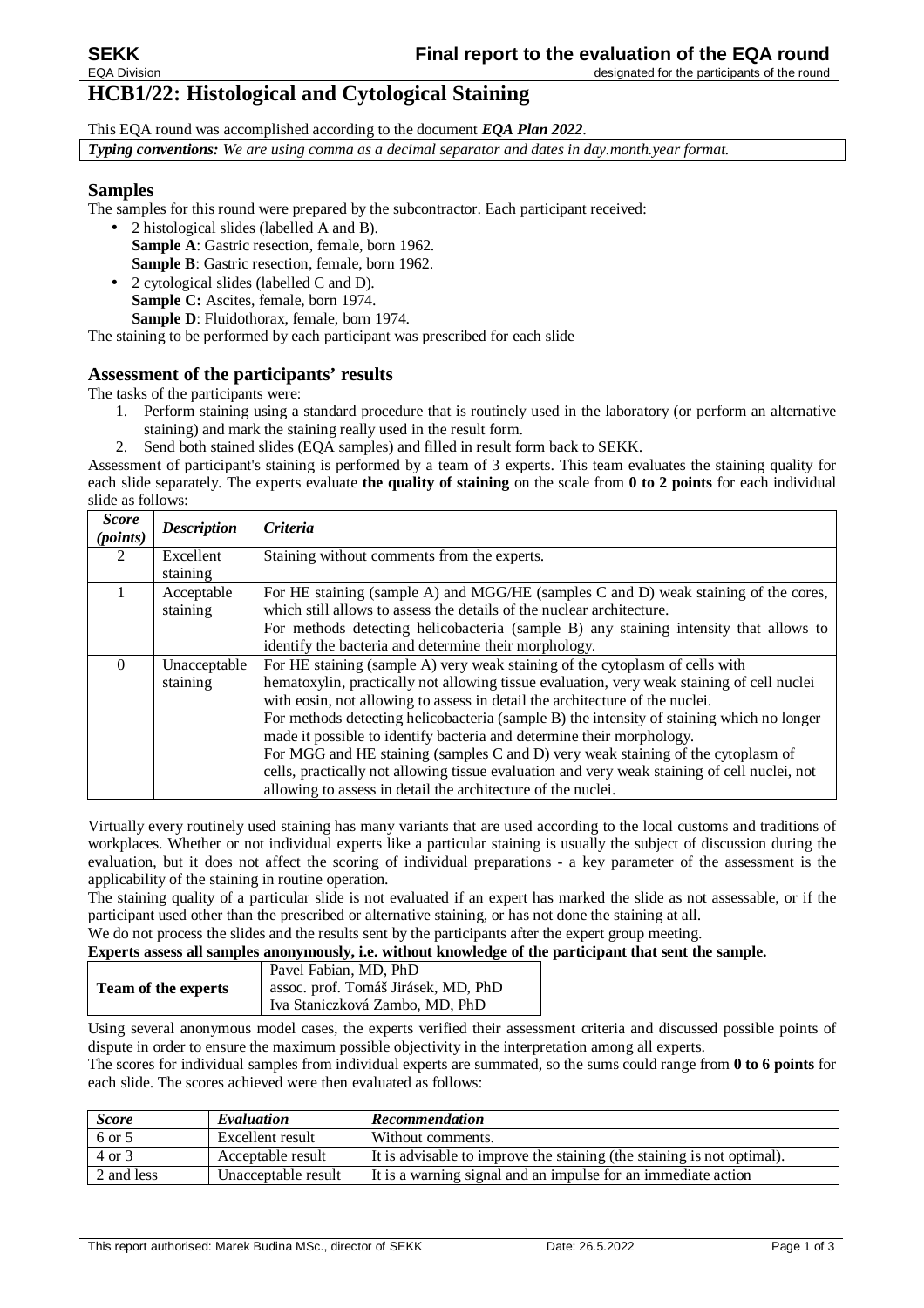**SEKK** **Final report to the evaluation of the EQA round**

EQA Division designated for the participants of the round

# HCB1/22: Histological and Cytological Staining

This EQA round was accomplished according to the document ***EQA Plan 2022***.

***Typing conventions:*** *We are using comma as a decimal separator and dates in day.month.year format.*

## Samples

The samples for this round were prepared by the subcontractor. Each participant received:

- 2 histological slides (labelled A and B).
  **Sample A**: Gastric resection, female, born 1962.
  **Sample B**: Gastric resection, female, born 1962.
- 2 cytological slides (labelled C and D).
  **Sample C:** Ascites, female, born 1974.
  **Sample D**: Fluidothorax, female, born 1974.

The staining to be performed by each participant was prescribed for each slide

## Assessment of the participants' results

The tasks of the participants were:

1. Perform staining using a standard procedure that is routinely used in the laboratory (or perform an alternative staining) and mark the staining really used in the result form.
2. Send both stained slides (EQA samples) and filled in result form back to SEKK.

Assessment of participant's staining is performed by a team of 3 experts. This team evaluates the staining quality for each slide separately. The experts evaluate **the quality of staining** on the scale from **0 to 2 points** for each individual slide as follows:

| *Score (points)* | *Description* | *Criteria* |
|---|---|---|
| 2 | Excellent staining | Staining without comments from the experts. |
| 1 | Acceptable staining | For HE staining (sample A) and MGG/HE (samples C and D) weak staining of the cores, which still allows to assess the details of the nuclear architecture.<br>For methods detecting helicobacteria (sample B) any staining intensity that allows to identify the bacteria and determine their morphology. |
| 0 | Unacceptable staining | For HE staining (sample A) very weak staining of the cytoplasm of cells with hematoxylin, practically not allowing tissue evaluation, very weak staining of cell nuclei with eosin, not allowing to assess in detail the architecture of the nuclei.<br>For methods detecting helicobacteria (sample B) the intensity of staining which no longer made it possible to identify bacteria and determine their morphology.<br>For MGG and HE staining (samples C and D) very weak staining of the cytoplasm of cells, practically not allowing tissue evaluation and very weak staining of cell nuclei, not allowing to assess in detail the architecture of the nuclei. |

Virtually every routinely used staining has many variants that are used according to the local customs and traditions of workplaces. Whether or not individual experts like a particular staining is usually the subject of discussion during the evaluation, but it does not affect the scoring of individual preparations - a key parameter of the assessment is the applicability of the staining in routine operation.

The staining quality of a particular slide is not evaluated if an expert has marked the slide as not assessable, or if the participant used other than the prescribed or alternative staining, or has not done the staining at all.

We do not process the slides and the results sent by the participants after the expert group meeting.

**Experts assess all samples anonymously, i.e. without knowledge of the participant that sent the sample.**

| **Team of the experts** | Pavel Fabian, MD, PhD<br>assoc. prof. Tomáš Jirásek, MD, PhD<br>Iva Staniczková Zambo, MD, PhD |
|---|---|

Using several anonymous model cases, the experts verified their assessment criteria and discussed possible points of dispute in order to ensure the maximum possible objectivity in the interpretation among all experts.

The scores for individual samples from individual experts are summated, so the sums could range from **0 to 6 points** for each slide. The scores achieved were then evaluated as follows:

| *Score* | *Evaluation* | *Recommendation* |
|---|---|---|
| 6 or 5 | Excellent result | Without comments. |
| 4 or 3 | Acceptable result | It is advisable to improve the staining (the staining is not optimal). |
| 2 and less | Unacceptable result | It is a warning signal and an impulse for an immediate action |

This report authorised: Marek Budina MSc., director of SEKK Date: 26.5.2022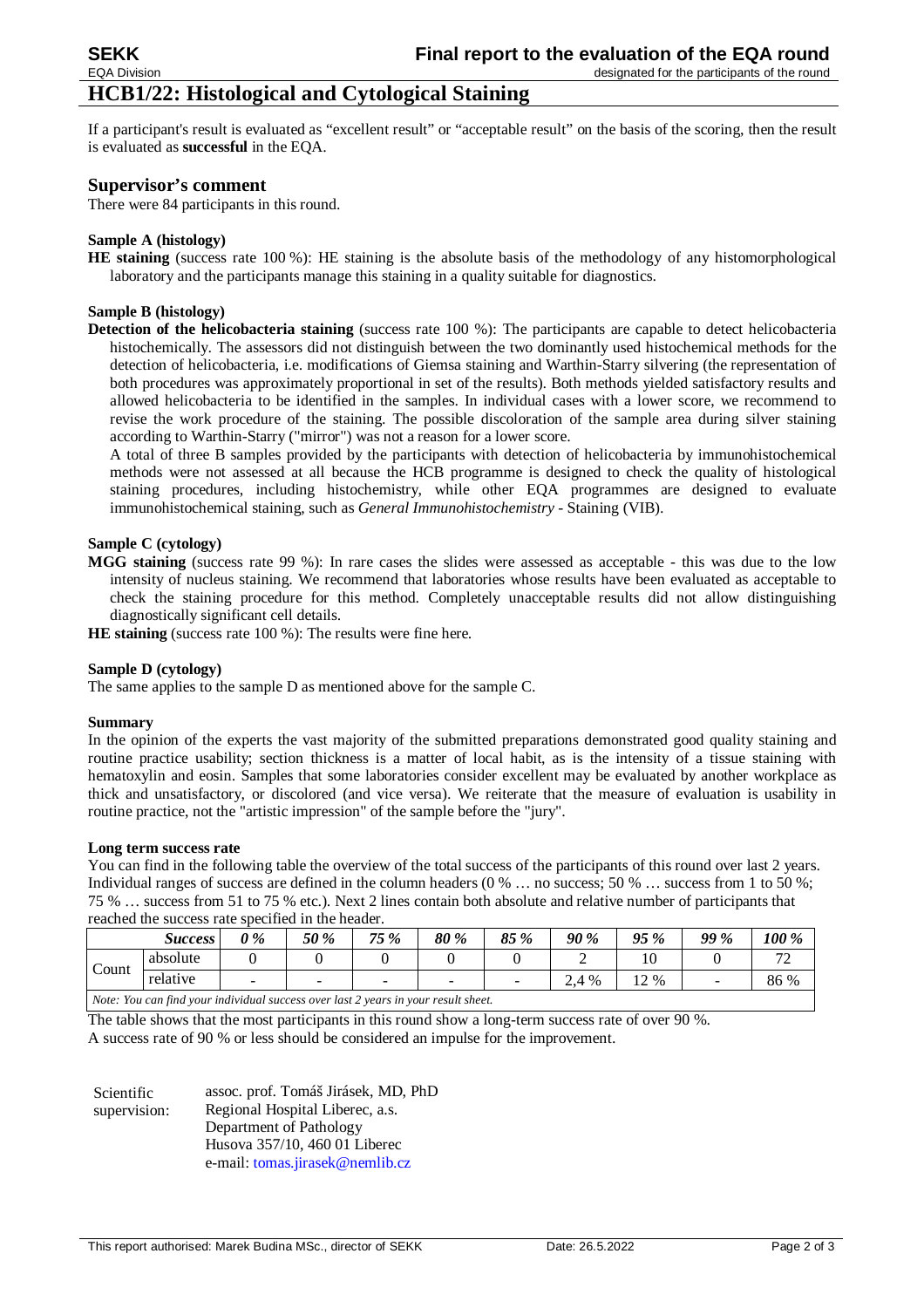## HCB1/22: Histological and Cytological Staining

If a participant's result is evaluated as "excellent result" or "acceptable result" on the basis of the scoring, then the result is evaluated as **successful** in the EQA.

### Supervisor's comment

There were 84 participants in this round.

**Sample A (histology)**

**HE staining** (success rate 100 %): HE staining is the absolute basis of the methodology of any histomorphological laboratory and the participants manage this staining in a quality suitable for diagnostics.

**Sample B (histology)**

**Detection of the helicobacteria staining** (success rate 100 %): The participants are capable to detect helicobacteria histochemically. The assessors did not distinguish between the two dominantly used histochemical methods for the detection of helicobacteria, i.e. modifications of Giemsa staining and Warthin-Starry silvering (the representation of both procedures was approximately proportional in set of the results). Both methods yielded satisfactory results and allowed helicobacteria to be identified in the samples. In individual cases with a lower score, we recommend to revise the work procedure of the staining. The possible discoloration of the sample area during silver staining according to Warthin-Starry ("mirror") was not a reason for a lower score.

A total of three B samples provided by the participants with detection of helicobacteria by immunohistochemical methods were not assessed at all because the HCB programme is designed to check the quality of histological staining procedures, including histochemistry, while other EQA programmes are designed to evaluate immunohistochemical staining, such as *General Immunohistochemistry* - Staining (VIB).

**Sample C (cytology)**

**MGG staining** (success rate 99 %): In rare cases the slides were assessed as acceptable - this was due to the low intensity of nucleus staining. We recommend that laboratories whose results have been evaluated as acceptable to check the staining procedure for this method. Completely unacceptable results did not allow distinguishing diagnostically significant cell details.

**HE staining** (success rate 100 %): The results were fine here.

**Sample D (cytology)**

The same applies to the sample D as mentioned above for the sample C.

**Summary**

In the opinion of the experts the vast majority of the submitted preparations demonstrated good quality staining and routine practice usability; section thickness is a matter of local habit, as is the intensity of a tissue staining with hematoxylin and eosin. Samples that some laboratories consider excellent may be evaluated by another workplace as thick and unsatisfactory, or discolored (and vice versa). We reiterate that the measure of evaluation is usability in routine practice, not the "artistic impression" of the sample before the "jury".

**Long term success rate**

You can find in the following table the overview of the total success of the participants of this round over last 2 years. Individual ranges of success are defined in the column headers (0 % … no success; 50 % … success from 1 to 50 %; 75 % … success from 51 to 75 % etc.). Next 2 lines contain both absolute and relative number of participants that reached the success rate specified in the header.

| | *Success* | *0 %* | *50 %* | *75 %* | *80 %* | *85 %* | *90 %* | *95 %* | *99 %* | *100 %* |
|---|---|---|---|---|---|---|---|---|---|---|
| Count | absolute | 0 | 0 | 0 | 0 | 0 | 2 | 10 | 0 | 72 |
| | relative | - | - | - | - | - | 2,4 % | 12 % | - | 86 % |

*Note: You can find your individual success over last 2 years in your result sheet.*

The table shows that the most participants in this round show a long-term success rate of over 90 %.
A success rate of 90 % or less should be considered an impulse for the improvement.

Scientific supervision: assoc. prof. Tomáš Jirásek, MD, PhD
Regional Hospital Liberec, a.s.
Department of Pathology
Husova 357/10, 460 01 Liberec
e-mail: tomas.jirasek@nemlib.cz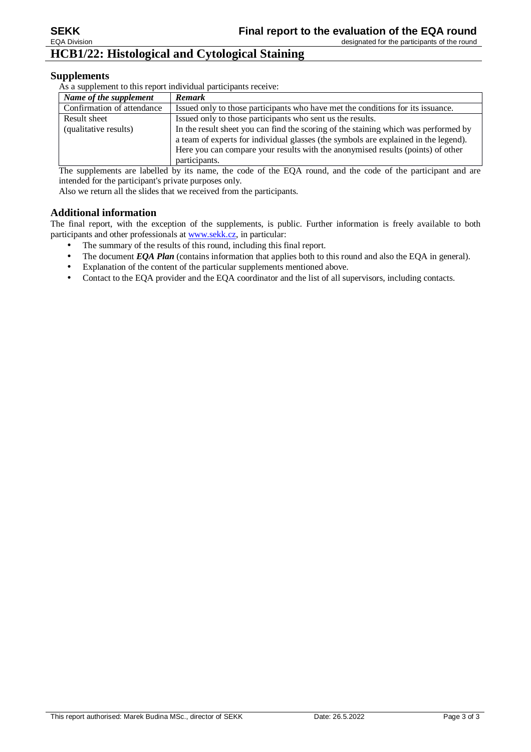## HCB1/22: Histological and Cytological Staining

### Supplements

As a supplement to this report individual participants receive:

| *Name of the supplement* | *Remark* |
|---|---|
| Confirmation of attendance | Issued only to those participants who have met the conditions for its issuance. |
| Result sheet (qualitative results) | Issued only to those participants who sent us the results. In the result sheet you can find the scoring of the staining which was performed by a team of experts for individual glasses (the symbols are explained in the legend). Here you can compare your results with the anonymised results (points) of other participants. |

The supplements are labelled by its name, the code of the EQA round, and the code of the participant and are intended for the participant's private purposes only.

Also we return all the slides that we received from the participants.

### Additional information

The final report, with the exception of the supplements, is public. Further information is freely available to both participants and other professionals at www.sekk.cz, in particular:

- The summary of the results of this round, including this final report.
- The document ***EQA Plan*** (contains information that applies both to this round and also the EQA in general).
- Explanation of the content of the particular supplements mentioned above.
- Contact to the EQA provider and the EQA coordinator and the list of all supervisors, including contacts.

This report authorised: Marek Budina MSc., director of SEKK Date: 26.5.2022